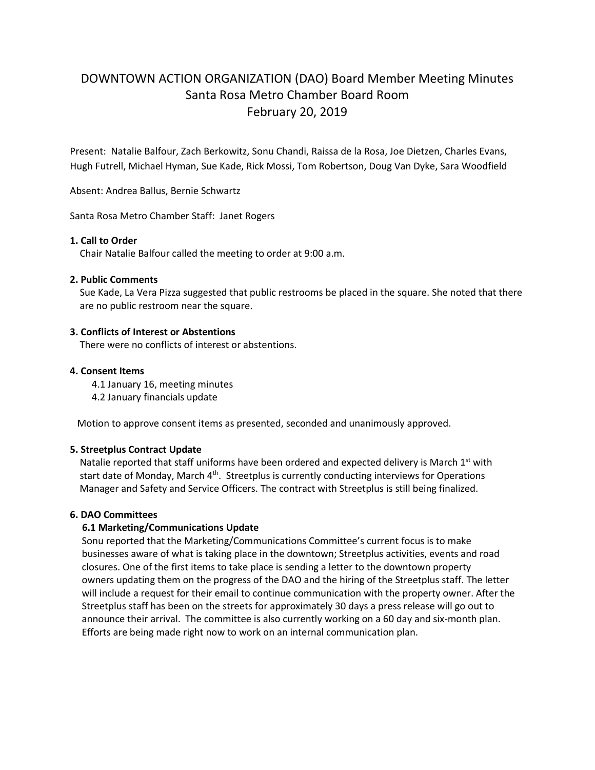# DOWNTOWN ACTION ORGANIZATION (DAO) Board Member Meeting Minutes
## Santa Rosa Metro Chamber Board Room
## February 20, 2019

Present: Natalie Balfour, Zach Berkowitz, Sonu Chandi, Raissa de la Rosa, Joe Dietzen, Charles Evans, Hugh Futrell, Michael Hyman, Sue Kade, Rick Mossi, Tom Robertson, Doug Van Dyke, Sara Woodfield

Absent: Andrea Ballus, Bernie Schwartz

Santa Rosa Metro Chamber Staff: Janet Rogers

**1. Call to Order**

Chair Natalie Balfour called the meeting to order at 9:00 a.m.

**2. Public Comments**

Sue Kade, La Vera Pizza suggested that public restrooms be placed in the square. She noted that there are no public restroom near the square.

**3. Conflicts of Interest or Abstentions**

There were no conflicts of interest or abstentions.

**4. Consent Items**

4.1 January 16, meeting minutes
4.2 January financials update

Motion to approve consent items as presented, seconded and unanimously approved.

**5. Streetplus Contract Update**

Natalie reported that staff uniforms have been ordered and expected delivery is March 1st with start date of Monday, March 4th. Streetplus is currently conducting interviews for Operations Manager and Safety and Service Officers. The contract with Streetplus is still being finalized.

**6. DAO Committees**

**6.1 Marketing/Communications Update**

Sonu reported that the Marketing/Communications Committee's current focus is to make businesses aware of what is taking place in the downtown; Streetplus activities, events and road closures. One of the first items to take place is sending a letter to the downtown property owners updating them on the progress of the DAO and the hiring of the Streetplus staff. The letter will include a request for their email to continue communication with the property owner. After the Streetplus staff has been on the streets for approximately 30 days a press release will go out to announce their arrival. The committee is also currently working on a 60 day and six-month plan. Efforts are being made right now to work on an internal communication plan.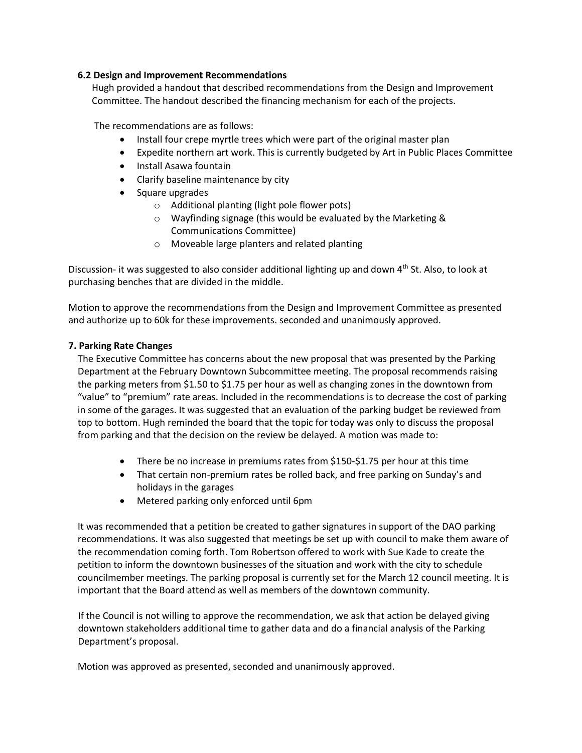### 6.2 Design and Improvement Recommendations

Hugh provided a handout that described recommendations from the Design and Improvement Committee. The handout described the financing mechanism for each of the projects.

The recommendations are as follows:

- Install four crepe myrtle trees which were part of the original master plan
- Expedite northern art work. This is currently budgeted by Art in Public Places Committee
- Install Asawa fountain
- Clarify baseline maintenance by city
- Square upgrades
  - Additional planting (light pole flower pots)
  - Wayfinding signage (this would be evaluated by the Marketing & Communications Committee)
  - Moveable large planters and related planting

Discussion- it was suggested to also consider additional lighting up and down 4th St. Also, to look at purchasing benches that are divided in the middle.

Motion to approve the recommendations from the Design and Improvement Committee as presented and authorize up to 60k for these improvements. seconded and unanimously approved.

### 7. Parking Rate Changes

The Executive Committee has concerns about the new proposal that was presented by the Parking Department at the February Downtown Subcommittee meeting. The proposal recommends raising the parking meters from $1.50 to $1.75 per hour as well as changing zones in the downtown from "value" to "premium" rate areas. Included in the recommendations is to decrease the cost of parking in some of the garages. It was suggested that an evaluation of the parking budget be reviewed from top to bottom. Hugh reminded the board that the topic for today was only to discuss the proposal from parking and that the decision on the review be delayed. A motion was made to:

- There be no increase in premiums rates from $150-$1.75 per hour at this time
- That certain non-premium rates be rolled back, and free parking on Sunday's and holidays in the garages
- Metered parking only enforced until 6pm

It was recommended that a petition be created to gather signatures in support of the DAO parking recommendations. It was also suggested that meetings be set up with council to make them aware of the recommendation coming forth. Tom Robertson offered to work with Sue Kade to create the petition to inform the downtown businesses of the situation and work with the city to schedule councilmember meetings. The parking proposal is currently set for the March 12 council meeting. It is important that the Board attend as well as members of the downtown community.

If the Council is not willing to approve the recommendation, we ask that action be delayed giving downtown stakeholders additional time to gather data and do a financial analysis of the Parking Department's proposal.

Motion was approved as presented, seconded and unanimously approved.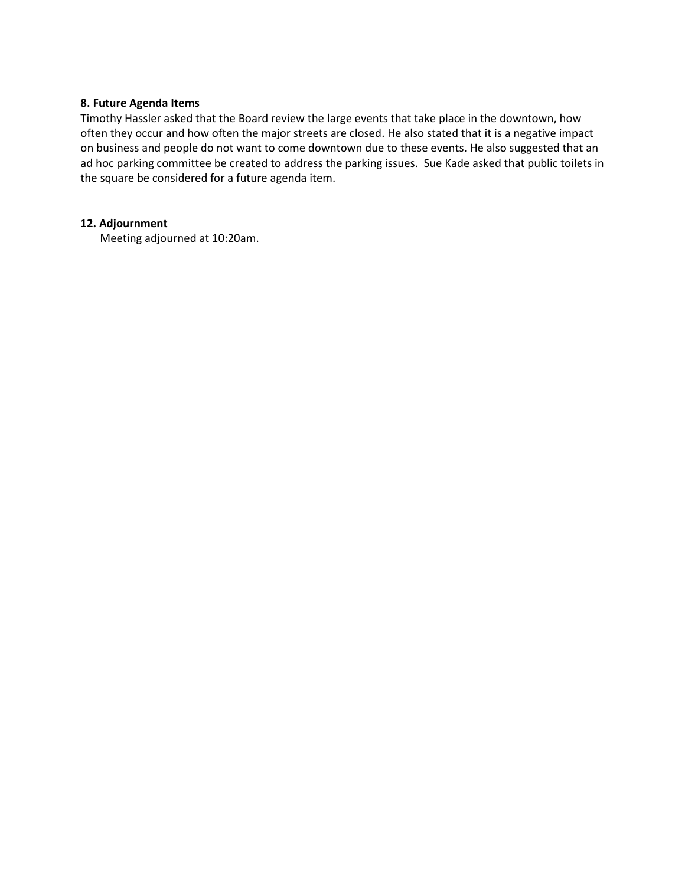**8. Future Agenda Items**

Timothy Hassler asked that the Board review the large events that take place in the downtown, how often they occur and how often the major streets are closed. He also stated that it is a negative impact on business and people do not want to come downtown due to these events. He also suggested that an ad hoc parking committee be created to address the parking issues. Sue Kade asked that public toilets in the square be considered for a future agenda item.

**12. Adjournment**

Meeting adjourned at 10:20am.